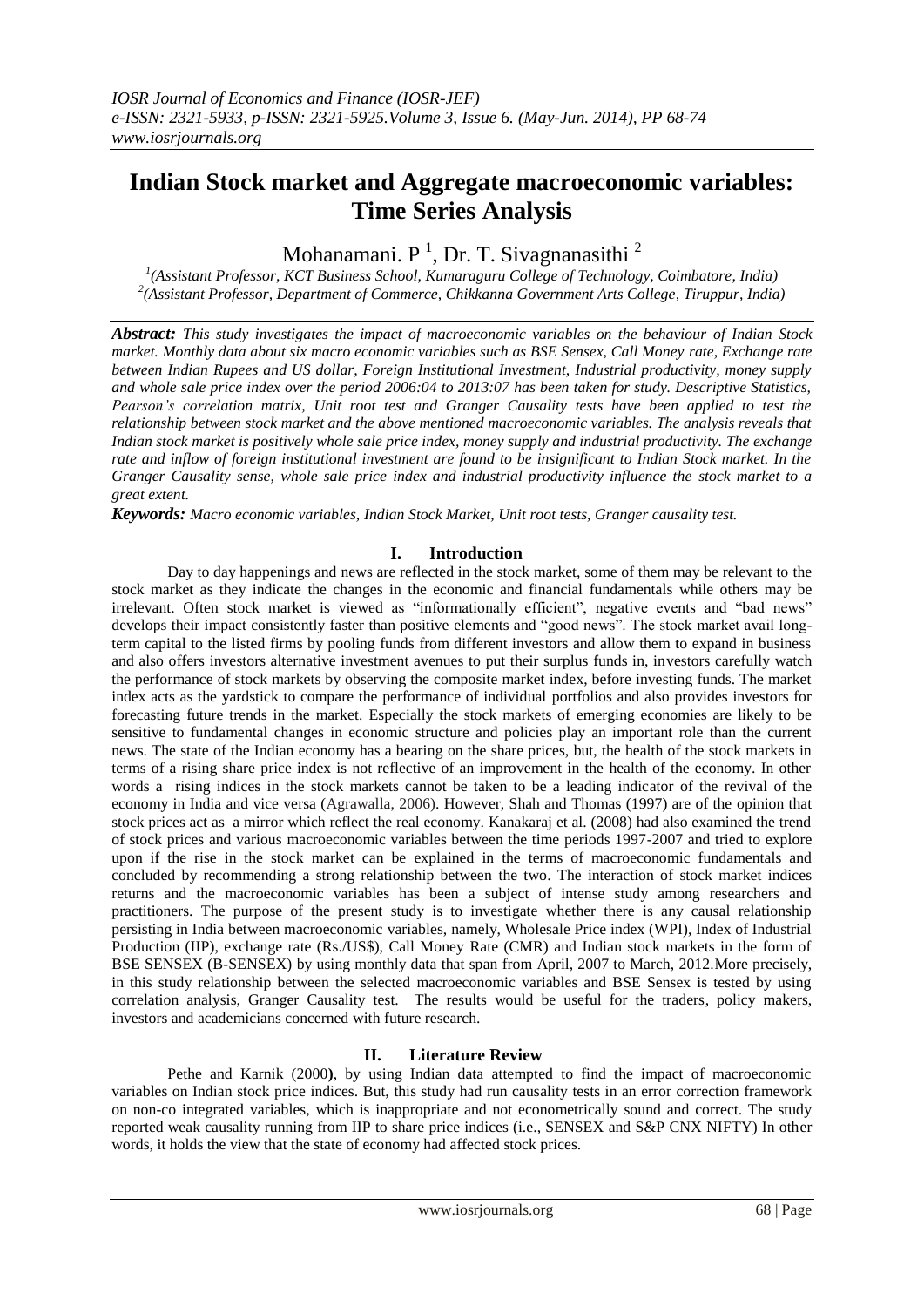# Indian Stock market and Aggregate macroeconomic variables: Time Series Analysis

Mohanamani. P [1], Dr. T. Sivagnanasithi [2]

[1](Assistant Professor, KCT Business School, Kumaraguru College of Technology, Coimbatore, India)
[2](Assistant Professor, Department of Commerce, Chikkanna Government Arts College, Tiruppur, India)

***Abstract:*** *This study investigates the impact of macroeconomic variables on the behaviour of Indian Stock market. Monthly data about six macro economic variables such as BSE Sensex, Call Money rate, Exchange rate between Indian Rupees and US dollar, Foreign Institutional Investment, Industrial productivity, money supply and whole sale price index over the period 2006:04 to 2013:07 has been taken for study. Descriptive Statistics, Pearson's correlation matrix, Unit root test and Granger Causality tests have been applied to test the relationship between stock market and the above mentioned macroeconomic variables. The analysis reveals that Indian stock market is positively whole sale price index, money supply and industrial productivity. The exchange rate and inflow of foreign institutional investment are found to be insignificant to Indian Stock market. In the Granger Causality sense, whole sale price index and industrial productivity influence the stock market to a great extent.*

***Keywords:*** *Macro economic variables, Indian Stock Market, Unit root tests, Granger causality test.*

## I. Introduction

Day to day happenings and news are reflected in the stock market, some of them may be relevant to the stock market as they indicate the changes in the economic and financial fundamentals while others may be irrelevant. Often stock market is viewed as "informationally efficient", negative events and "bad news" develops their impact consistently faster than positive elements and "good news". The stock market avail long-term capital to the listed firms by pooling funds from different investors and allow them to expand in business and also offers investors alternative investment avenues to put their surplus funds in, investors carefully watch the performance of stock markets by observing the composite market index, before investing funds. The market index acts as the yardstick to compare the performance of individual portfolios and also provides investors for forecasting future trends in the market. Especially the stock markets of emerging economies are likely to be sensitive to fundamental changes in economic structure and policies play an important role than the current news. The state of the Indian economy has a bearing on the share prices, but, the health of the stock markets in terms of a rising share price index is not reflective of an improvement in the health of the economy. In other words a rising indices in the stock markets cannot be taken to be a leading indicator of the revival of the economy in India and vice versa (Agrawalla, 2006). However, Shah and Thomas (1997) are of the opinion that stock prices act as a mirror which reflect the real economy. Kanakaraj et al. (2008) had also examined the trend of stock prices and various macroeconomic variables between the time periods 1997-2007 and tried to explore upon if the rise in the stock market can be explained in the terms of macroeconomic fundamentals and concluded by recommending a strong relationship between the two. The interaction of stock market indices returns and the macroeconomic variables has been a subject of intense study among researchers and practitioners. The purpose of the present study is to investigate whether there is any causal relationship persisting in India between macroeconomic variables, namely, Wholesale Price index (WPI), Index of Industrial Production (IIP), exchange rate (Rs./US$), Call Money Rate (CMR) and Indian stock markets in the form of BSE SENSEX (B-SENSEX) by using monthly data that span from April, 2007 to March, 2012.More precisely, in this study relationship between the selected macroeconomic variables and BSE Sensex is tested by using correlation analysis, Granger Causality test. The results would be useful for the traders, policy makers, investors and academicians concerned with future research.

## II. Literature Review

Pethe and Karnik (2000**)**, by using Indian data attempted to find the impact of macroeconomic variables on Indian stock price indices. But, this study had run causality tests in an error correction framework on non-co integrated variables, which is inappropriate and not econometrically sound and correct. The study reported weak causality running from IIP to share price indices (i.e., SENSEX and S&P CNX NIFTY) In other words, it holds the view that the state of economy had affected stock prices.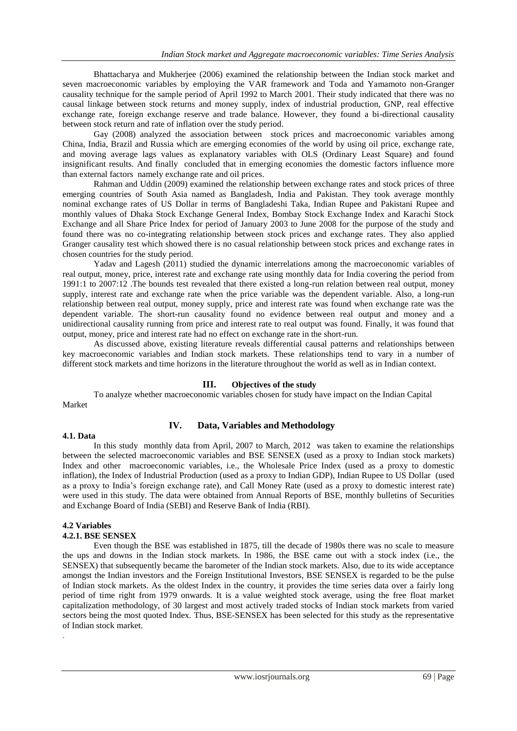Bhattacharya and Mukherjee (2006) examined the relationship between the Indian stock market and seven macroeconomic variables by employing the VAR framework and Toda and Yamamoto non-Granger causality technique for the sample period of April 1992 to March 2001. Their study indicated that there was no causal linkage between stock returns and money supply, index of industrial production, GNP, real effective exchange rate, foreign exchange reserve and trade balance. However, they found a bi-directional causality between stock return and rate of inflation over the study period.

Gay (2008) analyzed the association between stock prices and macroeconomic variables among China, India, Brazil and Russia which are emerging economies of the world by using oil price, exchange rate, and moving average lags values as explanatory variables with OLS (Ordinary Least Square) and found insignificant results. And finally concluded that in emerging economies the domestic factors influence more than external factors namely exchange rate and oil prices.

Rahman and Uddin (2009) examined the relationship between exchange rates and stock prices of three emerging countries of South Asia named as Bangladesh, India and Pakistan. They took average monthly nominal exchange rates of US Dollar in terms of Bangladeshi Taka, Indian Rupee and Pakistani Rupee and monthly values of Dhaka Stock Exchange General Index, Bombay Stock Exchange Index and Karachi Stock Exchange and all Share Price Index for period of January 2003 to June 2008 for the purpose of the study and found there was no co-integrating relationship between stock prices and exchange rates. They also applied Granger causality test which showed there is no casual relationship between stock prices and exchange rates in chosen countries for the study period.

Yadav and Lagesh (2011) studied the dynamic interrelations among the macroeconomic variables of real output, money, price, interest rate and exchange rate using monthly data for India covering the period from 1991:1 to 2007:12 .The bounds test revealed that there existed a long-run relation between real output, money supply, interest rate and exchange rate when the price variable was the dependent variable. Also, a long-run relationship between real output, money supply, price and interest rate was found when exchange rate was the dependent variable. The short-run causality found no evidence between real output and money and a unidirectional causality running from price and interest rate to real output was found. Finally, it was found that output, money, price and interest rate had no effect on exchange rate in the short-run.

As discussed above, existing literature reveals differential causal patterns and relationships between key macroeconomic variables and Indian stock markets. These relationships tend to vary in a number of different stock markets and time horizons in the literature throughout the world as well as in Indian context.

## III. Objectives of the study

To analyze whether macroeconomic variables chosen for study have impact on the Indian Capital Market

## IV. Data, Variables and Methodology

### 4.1. Data

In this study monthly data from April, 2007 to March, 2012 was taken to examine the relationships between the selected macroeconomic variables and BSE SENSEX (used as a proxy to Indian stock markets) Index and other macroeconomic variables, i.e., the Wholesale Price Index (used as a proxy to domestic inflation), the Index of Industrial Production (used as a proxy to Indian GDP), Indian Rupee to US Dollar (used as a proxy to India's foreign exchange rate), and Call Money Rate (used as a proxy to domestic interest rate) were used in this study. The data were obtained from Annual Reports of BSE, monthly bulletins of Securities and Exchange Board of India (SEBI) and Reserve Bank of India (RBI).

### 4.2 Variables

#### 4.2.1. BSE SENSEX

Even though the BSE was established in 1875, till the decade of 1980s there was no scale to measure the ups and downs in the Indian stock markets. In 1986, the BSE came out with a stock index (i.e., the SENSEX) that subsequently became the barometer of the Indian stock markets. Also, due to its wide acceptance amongst the Indian investors and the Foreign Institutional Investors, BSE SENSEX is regarded to be the pulse of Indian stock markets. As the oldest Index in the country, it provides the time series data over a fairly long period of time right from 1979 onwards. It is a value weighted stock average, using the free float market capitalization methodology, of 30 largest and most actively traded stocks of Indian stock markets from varied sectors being the most quoted Index. Thus, BSE-SENSEX has been selected for this study as the representative of Indian stock market.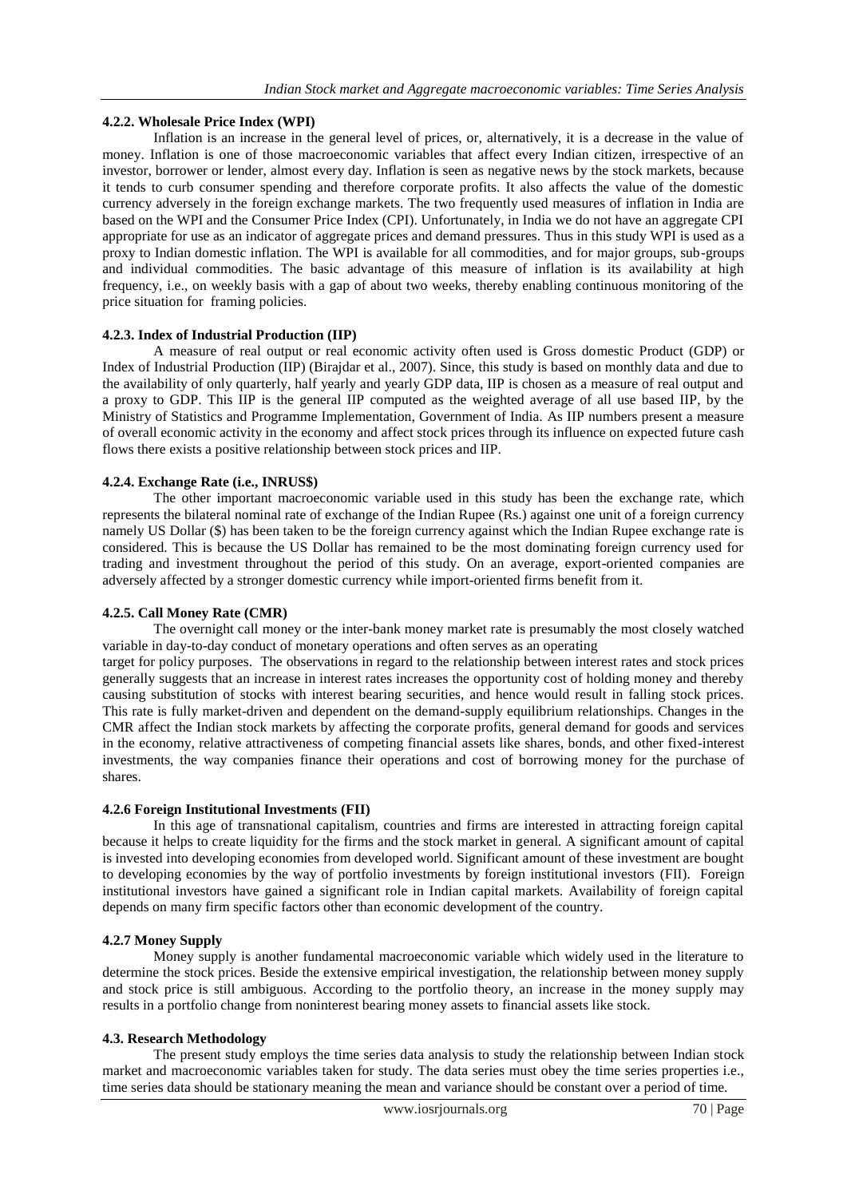#### 4.2.2. Wholesale Price Index (WPI)

Inflation is an increase in the general level of prices, or, alternatively, it is a decrease in the value of money. Inflation is one of those macroeconomic variables that affect every Indian citizen, irrespective of an investor, borrower or lender, almost every day. Inflation is seen as negative news by the stock markets, because it tends to curb consumer spending and therefore corporate profits. It also affects the value of the domestic currency adversely in the foreign exchange markets. The two frequently used measures of inflation in India are based on the WPI and the Consumer Price Index (CPI). Unfortunately, in India we do not have an aggregate CPI appropriate for use as an indicator of aggregate prices and demand pressures. Thus in this study WPI is used as a proxy to Indian domestic inflation. The WPI is available for all commodities, and for major groups, sub-groups and individual commodities. The basic advantage of this measure of inflation is its availability at high frequency, i.e., on weekly basis with a gap of about two weeks, thereby enabling continuous monitoring of the price situation for framing policies.

#### 4.2.3. Index of Industrial Production (IIP)

A measure of real output or real economic activity often used is Gross domestic Product (GDP) or Index of Industrial Production (IIP) (Birajdar et al., 2007). Since, this study is based on monthly data and due to the availability of only quarterly, half yearly and yearly GDP data, IIP is chosen as a measure of real output and a proxy to GDP. This IIP is the general IIP computed as the weighted average of all use based IIP, by the Ministry of Statistics and Programme Implementation, Government of India. As IIP numbers present a measure of overall economic activity in the economy and affect stock prices through its influence on expected future cash flows there exists a positive relationship between stock prices and IIP.

#### 4.2.4. Exchange Rate (i.e., INRUS$)

The other important macroeconomic variable used in this study has been the exchange rate, which represents the bilateral nominal rate of exchange of the Indian Rupee (Rs.) against one unit of a foreign currency namely US Dollar ($) has been taken to be the foreign currency against which the Indian Rupee exchange rate is considered. This is because the US Dollar has remained to be the most dominating foreign currency used for trading and investment throughout the period of this study. On an average, export-oriented companies are adversely affected by a stronger domestic currency while import-oriented firms benefit from it.

#### 4.2.5. Call Money Rate (CMR)

The overnight call money or the inter-bank money market rate is presumably the most closely watched variable in day-to-day conduct of monetary operations and often serves as an operating target for policy purposes. The observations in regard to the relationship between interest rates and stock prices generally suggests that an increase in interest rates increases the opportunity cost of holding money and thereby causing substitution of stocks with interest bearing securities, and hence would result in falling stock prices. This rate is fully market-driven and dependent on the demand-supply equilibrium relationships. Changes in the CMR affect the Indian stock markets by affecting the corporate profits, general demand for goods and services in the economy, relative attractiveness of competing financial assets like shares, bonds, and other fixed-interest investments, the way companies finance their operations and cost of borrowing money for the purchase of shares.

#### 4.2.6 Foreign Institutional Investments (FII)

In this age of transnational capitalism, countries and firms are interested in attracting foreign capital because it helps to create liquidity for the firms and the stock market in general. A significant amount of capital is invested into developing economies from developed world. Significant amount of these investment are bought to developing economies by the way of portfolio investments by foreign institutional investors (FII). Foreign institutional investors have gained a significant role in Indian capital markets. Availability of foreign capital depends on many firm specific factors other than economic development of the country.

#### 4.2.7 Money Supply

Money supply is another fundamental macroeconomic variable which widely used in the literature to determine the stock prices. Beside the extensive empirical investigation, the relationship between money supply and stock price is still ambiguous. According to the portfolio theory, an increase in the money supply may results in a portfolio change from noninterest bearing money assets to financial assets like stock.

### 4.3. Research Methodology

The present study employs the time series data analysis to study the relationship between Indian stock market and macroeconomic variables taken for study. The data series must obey the time series properties i.e., time series data should be stationary meaning the mean and variance should be constant over a period of time.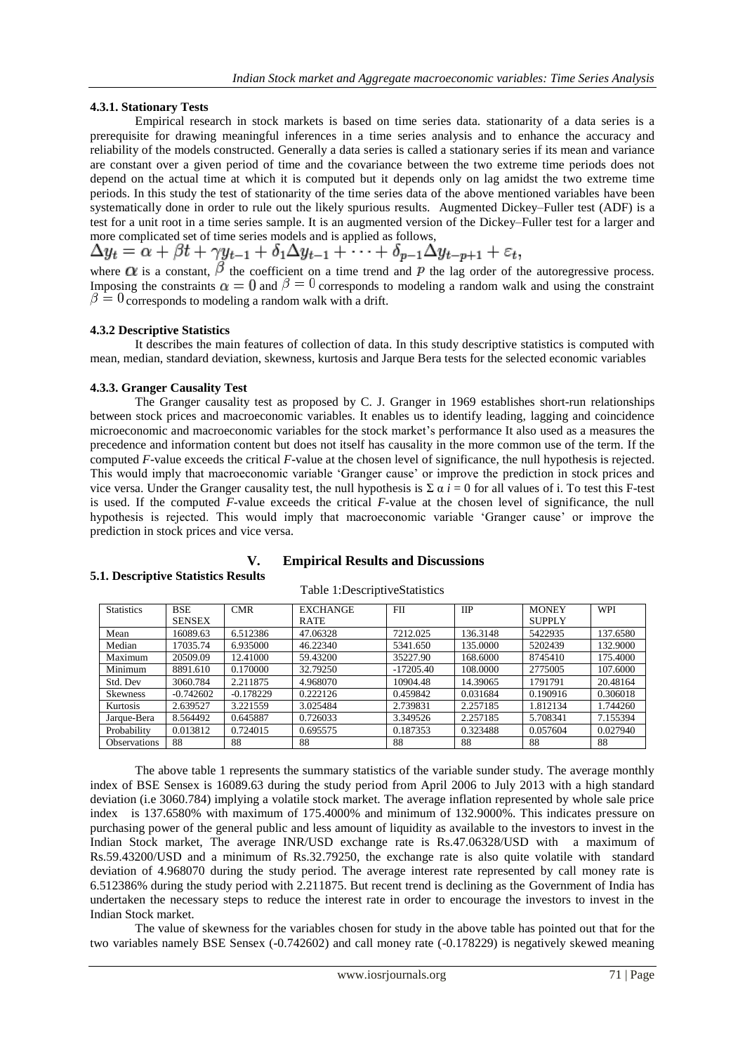### 4.3.1. Stationary Tests

Empirical research in stock markets is based on time series data. stationarity of a data series is a prerequisite for drawing meaningful inferences in a time series analysis and to enhance the accuracy and reliability of the models constructed. Generally a data series is called a stationary series if its mean and variance are constant over a given period of time and the covariance between the two extreme time periods does not depend on the actual time at which it is computed but it depends only on lag amidst the two extreme time periods. In this study the test of stationarity of the time series data of the above mentioned variables have been systematically done in order to rule out the likely spurious results. Augmented Dickey–Fuller test (ADF) is a test for a unit root in a time series sample. It is an augmented version of the Dickey–Fuller test for a larger and more complicated set of time series models and is applied as follows,

$$\Delta y_t = \alpha + \beta t + \gamma y_{t-1} + \delta_1 \Delta y_{t-1} + \cdots + \delta_{p-1} \Delta y_{t-p+1} + \varepsilon_t,$$

where $\alpha$ is a constant, $\beta$ the coefficient on a time trend and $p$ the lag order of the autoregressive process. Imposing the constraints $\alpha = 0$ and $\beta = 0$ corresponds to modeling a random walk and using the constraint $\beta = 0$ corresponds to modeling a random walk with a drift.

### 4.3.2 Descriptive Statistics

It describes the main features of collection of data. In this study descriptive statistics is computed with mean, median, standard deviation, skewness, kurtosis and Jarque Bera tests for the selected economic variables

### 4.3.3. Granger Causality Test

The Granger causality test as proposed by C. J. Granger in 1969 establishes short-run relationships between stock prices and macroeconomic variables. It enables us to identify leading, lagging and coincidence microeconomic and macroeconomic variables for the stock market's performance It also used as a measures the precedence and information content but does not itself has causality in the more common use of the term. If the computed *F*-value exceeds the critical *F*-value at the chosen level of significance, the null hypothesis is rejected. This would imply that macroeconomic variable 'Granger cause' or improve the prediction in stock prices and vice versa. Under the Granger causality test, the null hypothesis is $\Sigma\, \alpha\, i = 0$ for all values of i. To test this F-test is used. If the computed *F*-value exceeds the critical *F*-value at the chosen level of significance, the null hypothesis is rejected. This would imply that macroeconomic variable 'Granger cause' or improve the prediction in stock prices and vice versa.

## V. Empirical Results and Discussions

### 5.1. Descriptive Statistics Results

Table 1:DescriptiveStatistics

| Statistics | BSE SENSEX | CMR | EXCHANGE RATE | FII | IIP | MONEY SUPPLY | WPI |
|---|---|---|---|---|---|---|---|
| Mean | 16089.63 | 6.512386 | 47.06328 | 7212.025 | 136.3148 | 5422935 | 137.6580 |
| Median | 17035.74 | 6.935000 | 46.22340 | 5341.650 | 135.0000 | 5202439 | 132.9000 |
| Maximum | 20509.09 | 12.41000 | 59.43200 | 35227.90 | 168.6000 | 8745410 | 175.4000 |
| Minimum | 8891.610 | 0.170000 | 32.79250 | -17205.40 | 108.0000 | 2775005 | 107.6000 |
| Std. Dev | 3060.784 | 2.211875 | 4.968070 | 10904.48 | 14.39065 | 1791791 | 20.48164 |
| Skewness | -0.742602 | -0.178229 | 0.222126 | 0.459842 | 0.031684 | 0.190916 | 0.306018 |
| Kurtosis | 2.639527 | 3.221559 | 3.025484 | 2.739831 | 2.257185 | 1.812134 | 1.744260 |
| Jarque-Bera | 8.564492 | 0.645887 | 0.726033 | 3.349526 | 2.257185 | 5.708341 | 7.155394 |
| Probability | 0.013812 | 0.724015 | 0.695575 | 0.187353 | 0.323488 | 0.057604 | 0.027940 |
| Observations | 88 | 88 | 88 | 88 | 88 | 88 | 88 |

The above table 1 represents the summary statistics of the variable sunder study. The average monthly index of BSE Sensex is 16089.63 during the study period from April 2006 to July 2013 with a high standard deviation (i.e 3060.784) implying a volatile stock market. The average inflation represented by whole sale price index is 137.6580% with maximum of 175.4000% and minimum of 132.9000%. This indicates pressure on purchasing power of the general public and less amount of liquidity as available to the investors to invest in the Indian Stock market, The average INR/USD exchange rate is Rs.47.06328/USD with a maximum of Rs.59.43200/USD and a minimum of Rs.32.79250, the exchange rate is also quite volatile with standard deviation of 4.968070 during the study period. The average interest rate represented by call money rate is 6.512386% during the study period with 2.211875. But recent trend is declining as the Government of India has undertaken the necessary steps to reduce the interest rate in order to encourage the investors to invest in the Indian Stock market.

The value of skewness for the variables chosen for study in the above table has pointed out that for the two variables namely BSE Sensex (-0.742602) and call money rate (-0.178229) is negatively skewed meaning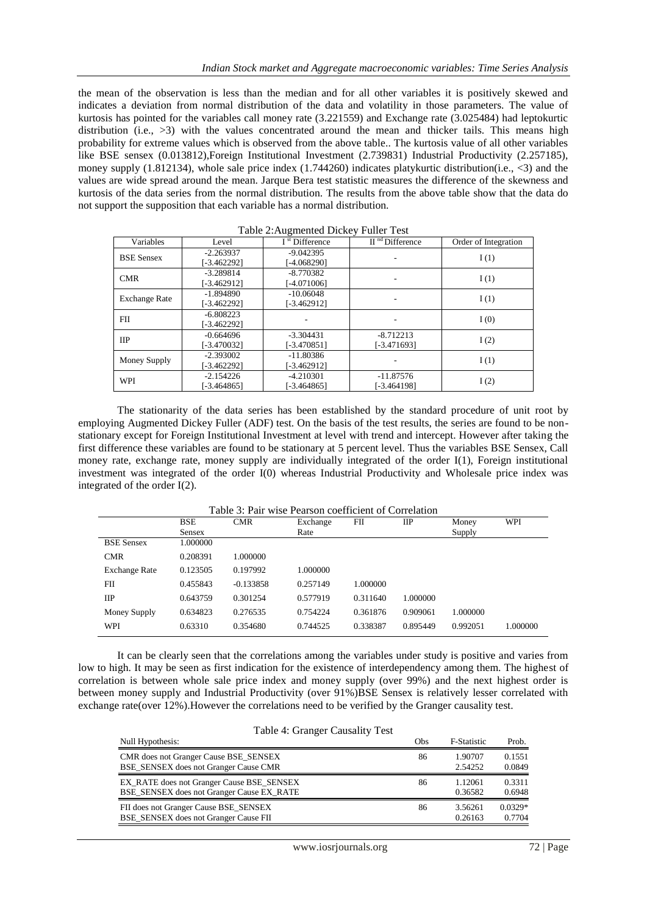the mean of the observation is less than the median and for all other variables it is positively skewed and indicates a deviation from normal distribution of the data and volatility in those parameters. The value of kurtosis has pointed for the variables call money rate (3.221559) and Exchange rate (3.025484) had leptokurtic distribution (i.e., >3) with the values concentrated around the mean and thicker tails. This means high probability for extreme values which is observed from the above table.. The kurtosis value of all other variables like BSE sensex (0.013812),Foreign Institutional Investment (2.739831) Industrial Productivity (2.257185), money supply (1.812134), whole sale price index (1.744260) indicates platykurtic distribution(i.e., <3) and the values are wide spread around the mean. Jarque Bera test statistic measures the difference of the skewness and kurtosis of the data series from the normal distribution. The results from the above table show that the data do not support the supposition that each variable has a normal distribution.

Table 2:Augmented Dickey Fuller Test

| Variables | Level | I st Difference | II nd Difference | Order of Integration |
|---|---|---|---|---|
| BSE Sensex | -2.263937 [-3.462292] | -9.042395 [-4.068290] | - | I (1) |
| CMR | -3.289814 [-3.462912] | -8.770382 [-4.071006] | - | I (1) |
| Exchange Rate | -1.894890 [-3.462292] | -10.06048 [-3.462912] | - | I (1) |
| FII | -6.808223 [-3.462292] | - | - | I (0) |
| IIP | -0.664696 [-3.470032] | -3.304431 [-3.470851] | -8.712213 [-3.471693] | I (2) |
| Money Supply | -2.393002 [-3.462292] | -11.80386 [-3.462912] | - | I (1) |
| WPI | -2.154226 [-3.464865] | -4.210301 [-3.464865] | -11.87576 [-3.464198] | I (2) |

The stationarity of the data series has been established by the standard procedure of unit root by employing Augmented Dickey Fuller (ADF) test. On the basis of the test results, the series are found to be non-stationary except for Foreign Institutional Investment at level with trend and intercept. However after taking the first difference these variables are found to be stationary at 5 percent level. Thus the variables BSE Sensex, Call money rate, exchange rate, money supply are individually integrated of the order I(1), Foreign institutional investment was integrated of the order I(0) whereas Industrial Productivity and Wholesale price index was integrated of the order I(2).

Table 3: Pair wise Pearson coefficient of Correlation

| | BSE Sensex | CMR | Exchange Rate | FII | IIP | Money Supply | WPI |
|---|---|---|---|---|---|---|---|
| BSE Sensex | 1.000000 | | | | | | |
| CMR | 0.208391 | 1.000000 | | | | | |
| Exchange Rate | 0.123505 | 0.197992 | 1.000000 | | | | |
| FII | 0.455843 | -0.133858 | 0.257149 | 1.000000 | | | |
| IIP | 0.643759 | 0.301254 | 0.577919 | 0.311640 | 1.000000 | | |
| Money Supply | 0.634823 | 0.276535 | 0.754224 | 0.361876 | 0.909061 | 1.000000 | |
| WPI | 0.63310 | 0.354680 | 0.744525 | 0.338387 | 0.895449 | 0.992051 | 1.000000 |

It can be clearly seen that the correlations among the variables under study is positive and varies from low to high. It may be seen as first indication for the existence of interdependency among them. The highest of correlation is between whole sale price index and money supply (over 99%) and the next highest order is between money supply and Industrial Productivity (over 91%)BSE Sensex is relatively lesser correlated with exchange rate(over 12%).However the correlations need to be verified by the Granger causality test.

Table 4: Granger Causality Test

| Null Hypothesis: | Obs | F-Statistic | Prob. |
|---|---|---|---|
| CMR does not Granger Cause BSE_SENSEX | 86 | 1.90707 | 0.1551 |
| BSE_SENSEX does not Granger Cause CMR | | 2.54252 | 0.0849 |
| EX_RATE does not Granger Cause BSE_SENSEX | 86 | 1.12061 | 0.3311 |
| BSE_SENSEX does not Granger Cause EX_RATE | | 0.36582 | 0.6948 |
| FII does not Granger Cause BSE_SENSEX | 86 | 3.56261 | 0.0329* |
| BSE_SENSEX does not Granger Cause FII | | 0.26163 | 0.7704 |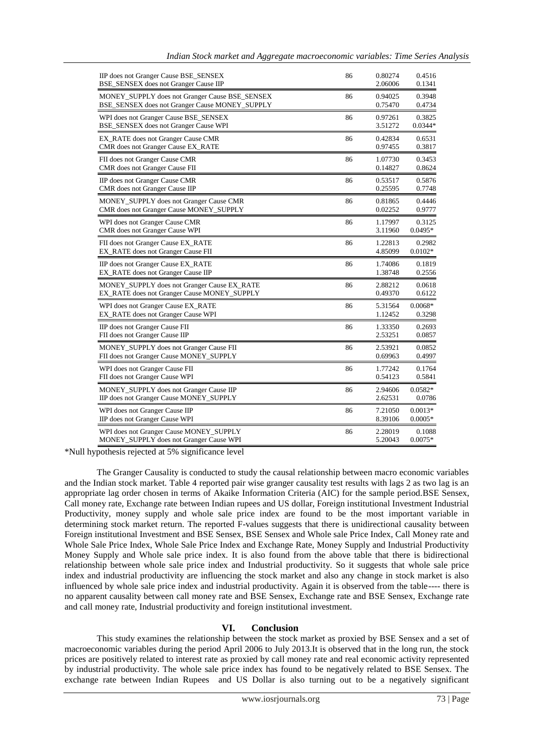| Null Hypothesis | Obs | F-Statistic | Prob. |
|---|---|---|---|
| IIP does not Granger Cause BSE_SENSEX | 86 | 0.80274 | 0.4516 |
| BSE_SENSEX does not Granger Cause IIP | | 2.06006 | 0.1341 |
| MONEY_SUPPLY does not Granger Cause BSE_SENSEX | 86 | 0.94025 | 0.3948 |
| BSE_SENSEX does not Granger Cause MONEY_SUPPLY | | 0.75470 | 0.4734 |
| WPI does not Granger Cause BSE_SENSEX | 86 | 0.97261 | 0.3825 |
| BSE_SENSEX does not Granger Cause WPI | | 3.51272 | 0.0344* |
| EX_RATE does not Granger Cause CMR | 86 | 0.42834 | 0.6531 |
| CMR does not Granger Cause EX_RATE | | 0.97455 | 0.3817 |
| FII does not Granger Cause CMR | 86 | 1.07730 | 0.3453 |
| CMR does not Granger Cause FII | | 0.14827 | 0.8624 |
| IIP does not Granger Cause CMR | 86 | 0.53517 | 0.5876 |
| CMR does not Granger Cause IIP | | 0.25595 | 0.7748 |
| MONEY_SUPPLY does not Granger Cause CMR | 86 | 0.81865 | 0.4446 |
| CMR does not Granger Cause MONEY_SUPPLY | | 0.02252 | 0.9777 |
| WPI does not Granger Cause CMR | 86 | 1.17997 | 0.3125 |
| CMR does not Granger Cause WPI | | 3.11960 | 0.0495* |
| FII does not Granger Cause EX_RATE | 86 | 1.22813 | 0.2982 |
| EX_RATE does not Granger Cause FII | | 4.85099 | 0.0102* |
| IIP does not Granger Cause EX_RATE | 86 | 1.74086 | 0.1819 |
| EX_RATE does not Granger Cause IIP | | 1.38748 | 0.2556 |
| MONEY_SUPPLY does not Granger Cause EX_RATE | 86 | 2.88212 | 0.0618 |
| EX_RATE does not Granger Cause MONEY_SUPPLY | | 0.49370 | 0.6122 |
| WPI does not Granger Cause EX_RATE | 86 | 5.31564 | 0.0068* |
| EX_RATE does not Granger Cause WPI | | 1.12452 | 0.3298 |
| IIP does not Granger Cause FII | 86 | 1.33350 | 0.2693 |
| FII does not Granger Cause IIP | | 2.53251 | 0.0857 |
| MONEY_SUPPLY does not Granger Cause FII | 86 | 2.53921 | 0.0852 |
| FII does not Granger Cause MONEY_SUPPLY | | 0.69963 | 0.4997 |
| WPI does not Granger Cause FII | 86 | 1.77242 | 0.1764 |
| FII does not Granger Cause WPI | | 0.54123 | 0.5841 |
| MONEY_SUPPLY does not Granger Cause IIP | 86 | 2.94606 | 0.0582* |
| IIP does not Granger Cause MONEY_SUPPLY | | 2.62531 | 0.0786 |
| WPI does not Granger Cause IIP | 86 | 7.21050 | 0.0013* |
| IIP does not Granger Cause WPI | | 8.39106 | 0.0005* |
| WPI does not Granger Cause MONEY_SUPPLY | 86 | 2.28019 | 0.1088 |
| MONEY_SUPPLY does not Granger Cause WPI | | 5.20043 | 0.0075* |

*Null hypothesis rejected at 5% significance level

The Granger Causality is conducted to study the causal relationship between macro economic variables and the Indian stock market. Table 4 reported pair wise granger causality test results with lags 2 as two lag is an appropriate lag order chosen in terms of Akaike Information Criteria (AIC) for the sample period.BSE Sensex, Call money rate, Exchange rate between Indian rupees and US dollar, Foreign institutional Investment Industrial Productivity, money supply and whole sale price index are found to be the most important variable in determining stock market return. The reported F-values suggests that there is unidirectional causality between Foreign institutional Investment and BSE Sensex, BSE Sensex and Whole sale Price Index, Call Money rate and Whole Sale Price Index, Whole Sale Price Index and Exchange Rate, Money Supply and Industrial Productivity Money Supply and Whole sale price index. It is also found from the above table that there is bidirectional relationship between whole sale price index and Industrial productivity. So it suggests that whole sale price index and industrial productivity are influencing the stock market and also any change in stock market is also influenced by whole sale price index and industrial productivity. Again it is observed from the table---- there is no apparent causality between call money rate and BSE Sensex, Exchange rate and BSE Sensex, Exchange rate and call money rate, Industrial productivity and foreign institutional investment.

## VI. Conclusion

This study examines the relationship between the stock market as proxied by BSE Sensex and a set of macroeconomic variables during the period April 2006 to July 2013.It is observed that in the long run, the stock prices are positively related to interest rate as proxied by call money rate and real economic activity represented by industrial productivity. The whole sale price index has found to be negatively related to BSE Sensex. The exchange rate between Indian Rupees and US Dollar is also turning out to be a negatively significant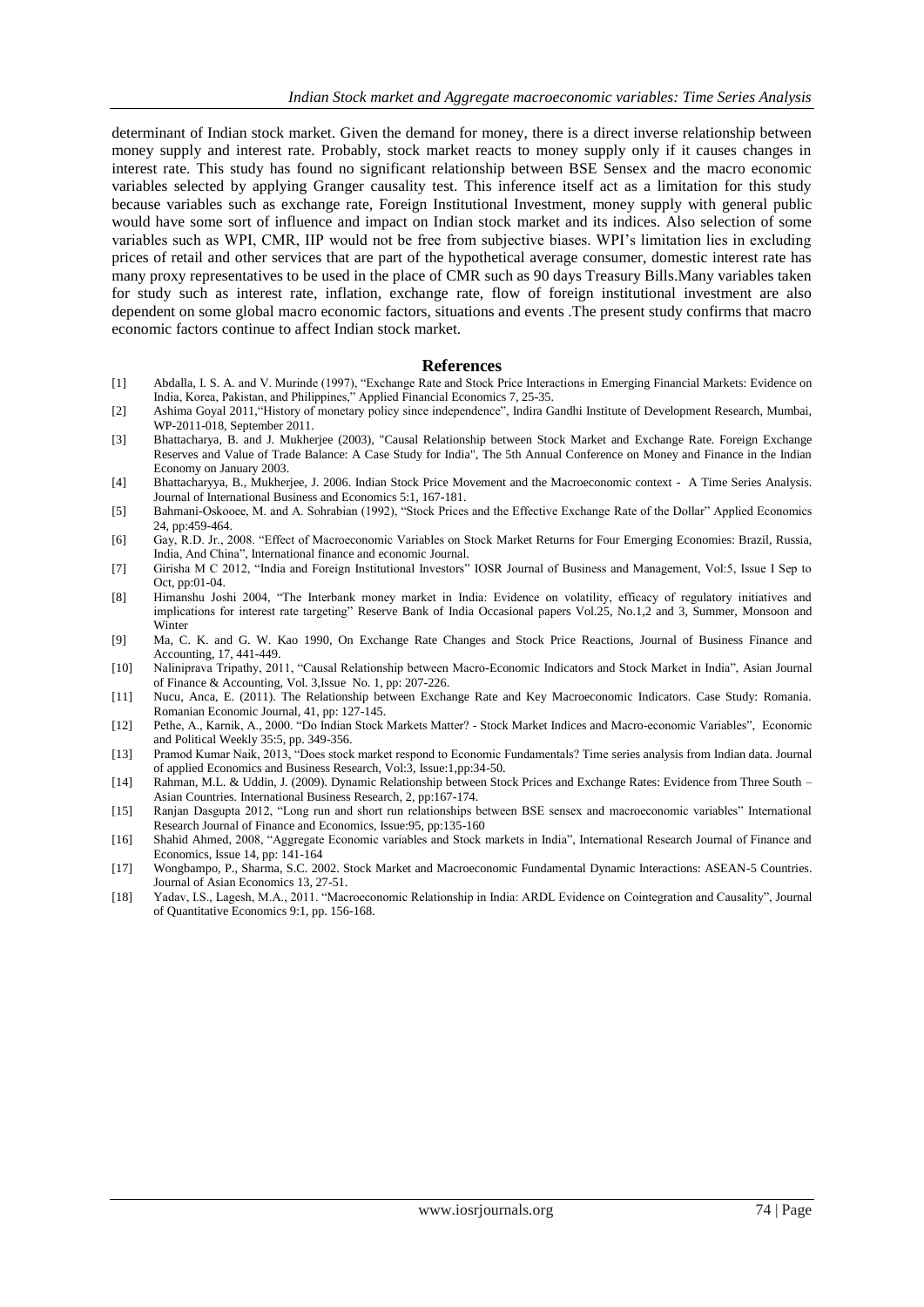determinant of Indian stock market. Given the demand for money, there is a direct inverse relationship between money supply and interest rate. Probably, stock market reacts to money supply only if it causes changes in interest rate. This study has found no significant relationship between BSE Sensex and the macro economic variables selected by applying Granger causality test. This inference itself act as a limitation for this study because variables such as exchange rate, Foreign Institutional Investment, money supply with general public would have some sort of influence and impact on Indian stock market and its indices. Also selection of some variables such as WPI, CMR, IIP would not be free from subjective biases. WPI's limitation lies in excluding prices of retail and other services that are part of the hypothetical average consumer, domestic interest rate has many proxy representatives to be used in the place of CMR such as 90 days Treasury Bills.Many variables taken for study such as interest rate, inflation, exchange rate, flow of foreign institutional investment are also dependent on some global macro economic factors, situations and events .The present study confirms that macro economic factors continue to affect Indian stock market.

## References

[1] Abdalla, I. S. A. and V. Murinde (1997), "Exchange Rate and Stock Price Interactions in Emerging Financial Markets: Evidence on India, Korea, Pakistan, and Philippines," Applied Financial Economics 7, 25-35.

[2] Ashima Goyal 2011,"History of monetary policy since independence", Indira Gandhi Institute of Development Research, Mumbai, WP-2011-018, September 2011.

[3] Bhattacharya, B. and J. Mukherjee (2003), "Causal Relationship between Stock Market and Exchange Rate. Foreign Exchange Reserves and Value of Trade Balance: A Case Study for India", The 5th Annual Conference on Money and Finance in the Indian Economy on January 2003.

[4] Bhattacharyya, B., Mukherjee, J. 2006. Indian Stock Price Movement and the Macroeconomic context - A Time Series Analysis. Journal of International Business and Economics 5:1, 167-181.

[5] Bahmani-Oskooee, M. and A. Sohrabian (1992), "Stock Prices and the Effective Exchange Rate of the Dollar" Applied Economics 24, pp:459-464.

[6] Gay, R.D. Jr., 2008. "Effect of Macroeconomic Variables on Stock Market Returns for Four Emerging Economies: Brazil, Russia, India, And China", International finance and economic Journal.

[7] Girisha M C 2012, "India and Foreign Institutional Investors" IOSR Journal of Business and Management, Vol:5, Issue I Sep to Oct, pp:01-04.

[8] Himanshu Joshi 2004, "The Interbank money market in India: Evidence on volatility, efficacy of regulatory initiatives and implications for interest rate targeting" Reserve Bank of India Occasional papers Vol.25, No.1,2 and 3, Summer, Monsoon and Winter

[9] Ma, C. K. and G. W. Kao 1990, On Exchange Rate Changes and Stock Price Reactions, Journal of Business Finance and Accounting, 17, 441-449.

[10] Naliniprava Tripathy, 2011, "Causal Relationship between Macro-Economic Indicators and Stock Market in India", Asian Journal of Finance & Accounting, Vol. 3,Issue No. 1, pp: 207-226.

[11] Nucu, Anca, E. (2011). The Relationship between Exchange Rate and Key Macroeconomic Indicators. Case Study: Romania. Romanian Economic Journal, 41, pp: 127-145.

[12] Pethe, A., Karnik, A., 2000. "Do Indian Stock Markets Matter? - Stock Market Indices and Macro-economic Variables", Economic and Political Weekly 35:5, pp. 349-356.

[13] Pramod Kumar Naik, 2013, "Does stock market respond to Economic Fundamentals? Time series analysis from Indian data. Journal of applied Economics and Business Research, Vol:3, Issue:1,pp:34-50.

[14] Rahman, M.L. & Uddin, J. (2009). Dynamic Relationship between Stock Prices and Exchange Rates: Evidence from Three South – Asian Countries. International Business Research, 2, pp:167-174.

[15] Ranjan Dasgupta 2012, "Long run and short run relationships between BSE sensex and macroeconomic variables" International Research Journal of Finance and Economics, Issue:95, pp:135-160

[16] Shahid Ahmed, 2008, "Aggregate Economic variables and Stock markets in India", International Research Journal of Finance and Economics, Issue 14, pp: 141-164

[17] Wongbampo, P., Sharma, S.C. 2002. Stock Market and Macroeconomic Fundamental Dynamic Interactions: ASEAN-5 Countries. Journal of Asian Economics 13, 27-51.

[18] Yadav, I.S., Lagesh, M.A., 2011. "Macroeconomic Relationship in India: ARDL Evidence on Cointegration and Causality", Journal of Quantitative Economics 9:1, pp. 156-168.